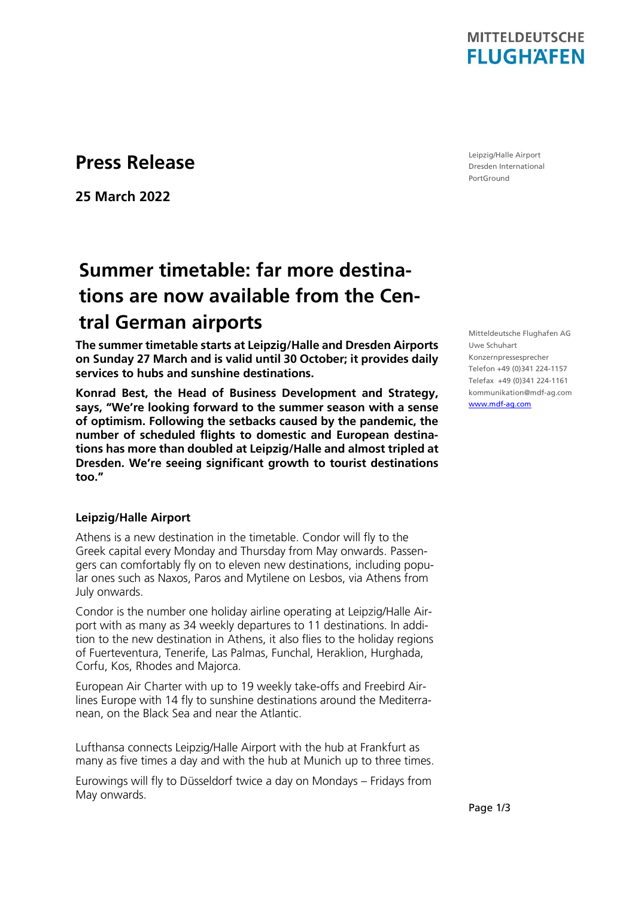**MITTELDEUTSCHE FLUGHÄFEN**

# Press Release

**25 March 2022**

Leipzig/Halle Airport
Dresden International
PortGround

## Summer timetable: far more destinations are now available from the Central German airports

**The summer timetable starts at Leipzig/Halle and Dresden Airports on Sunday 27 March and is valid until 30 October; it provides daily services to hubs and sunshine destinations.**

**Konrad Best, the Head of Business Development and Strategy, says, "We're looking forward to the summer season with a sense of optimism. Following the setbacks caused by the pandemic, the number of scheduled flights to domestic and European destinations has more than doubled at Leipzig/Halle and almost tripled at Dresden. We're seeing significant growth to tourist destinations too."**

Mitteldeutsche Flughafen AG
Uwe Schuhart
Konzernpressesprecher
Telefon +49 (0)341 224-1157
Telefax +49 (0)341 224-1161
kommunikation@mdf-ag.com
www.mdf-ag.com

### Leipzig/Halle Airport

Athens is a new destination in the timetable. Condor will fly to the Greek capital every Monday and Thursday from May onwards. Passengers can comfortably fly on to eleven new destinations, including popular ones such as Naxos, Paros and Mytilene on Lesbos, via Athens from July onwards.

Condor is the number one holiday airline operating at Leipzig/Halle Airport with as many as 34 weekly departures to 11 destinations. In addition to the new destination in Athens, it also flies to the holiday regions of Fuerteventura, Tenerife, Las Palmas, Funchal, Heraklion, Hurghada, Corfu, Kos, Rhodes and Majorca.

European Air Charter with up to 19 weekly take-offs and Freebird Airlines Europe with 14 fly to sunshine destinations around the Mediterranean, on the Black Sea and near the Atlantic.

Lufthansa connects Leipzig/Halle Airport with the hub at Frankfurt as many as five times a day and with the hub at Munich up to three times.

Eurowings will fly to Düsseldorf twice a day on Mondays – Fridays from May onwards.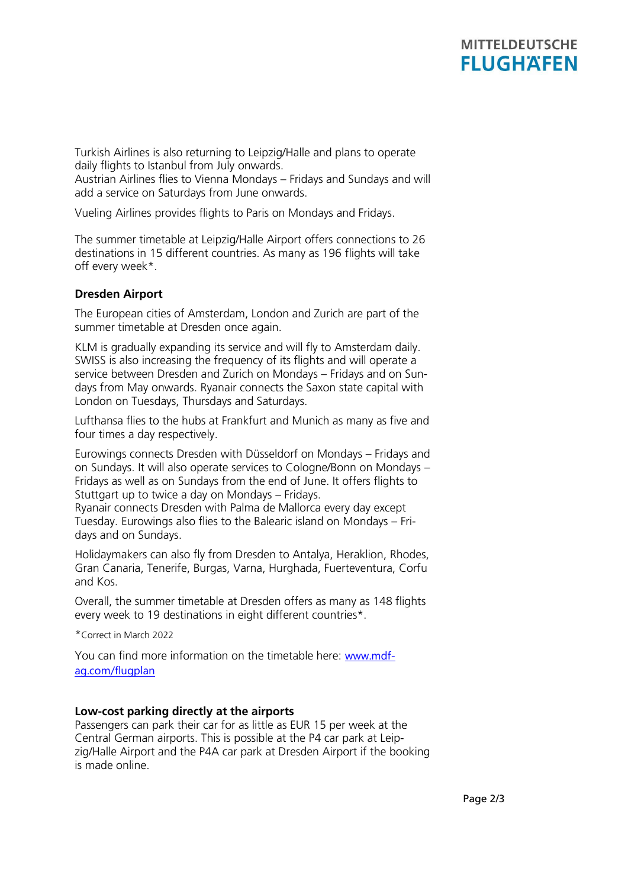Turkish Airlines is also returning to Leipzig/Halle and plans to operate daily flights to Istanbul from July onwards.
Austrian Airlines flies to Vienna Mondays – Fridays and Sundays and will add a service on Saturdays from June onwards.

Vueling Airlines provides flights to Paris on Mondays and Fridays.

The summer timetable at Leipzig/Halle Airport offers connections to 26 destinations in 15 different countries. As many as 196 flights will take off every week*.

**Dresden Airport**

The European cities of Amsterdam, London and Zurich are part of the summer timetable at Dresden once again.

KLM is gradually expanding its service and will fly to Amsterdam daily. SWISS is also increasing the frequency of its flights and will operate a service between Dresden and Zurich on Mondays – Fridays and on Sundays from May onwards. Ryanair connects the Saxon state capital with London on Tuesdays, Thursdays and Saturdays.

Lufthansa flies to the hubs at Frankfurt and Munich as many as five and four times a day respectively.

Eurowings connects Dresden with Düsseldorf on Mondays – Fridays and on Sundays. It will also operate services to Cologne/Bonn on Mondays – Fridays as well as on Sundays from the end of June. It offers flights to Stuttgart up to twice a day on Mondays – Fridays.
Ryanair connects Dresden with Palma de Mallorca every day except Tuesday. Eurowings also flies to the Balearic island on Mondays – Fridays and on Sundays.

Holidaymakers can also fly from Dresden to Antalya, Heraklion, Rhodes, Gran Canaria, Tenerife, Burgas, Varna, Hurghada, Fuerteventura, Corfu and Kos.

Overall, the summer timetable at Dresden offers as many as 148 flights every week to 19 destinations in eight different countries*.

*Correct in March 2022

You can find more information on the timetable here: [www.mdf-ag.com/flugplan](http://www.mdf-ag.com/flugplan)

**Low-cost parking directly at the airports**

Passengers can park their car for as little as EUR 15 per week at the Central German airports. This is possible at the P4 car park at Leipzig/Halle Airport and the P4A car park at Dresden Airport if the booking is made online.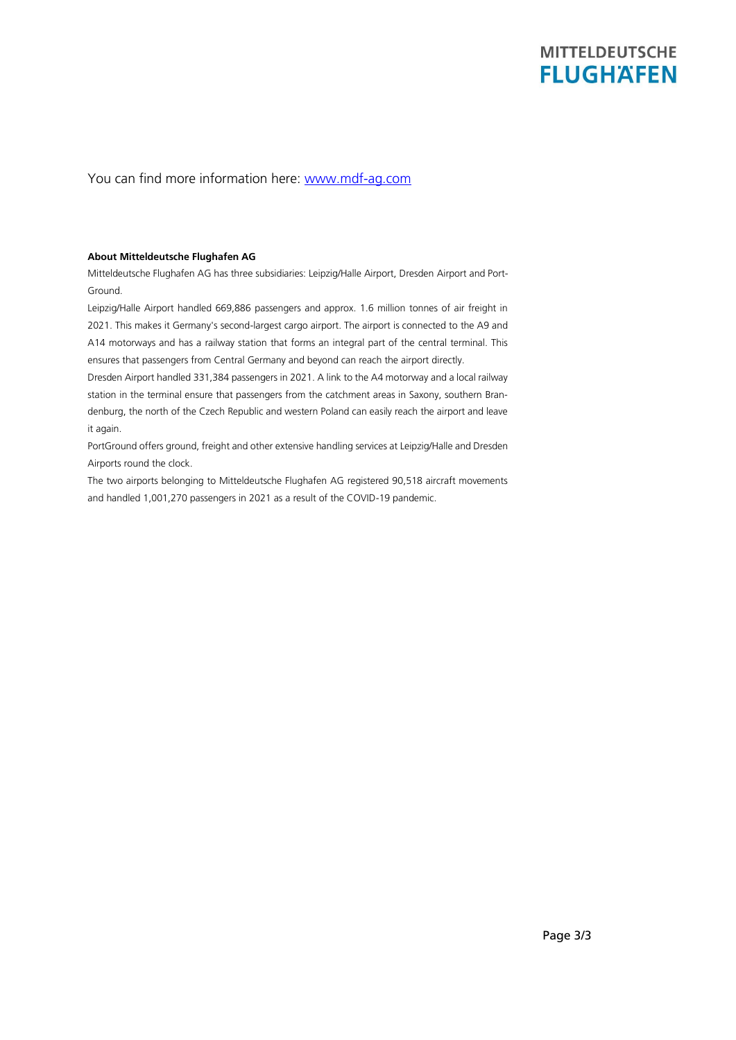You can find more information here: [www.mdf-ag.com](http://www.mdf-ag.com)

**About Mitteldeutsche Flughafen AG**

Mitteldeutsche Flughafen AG has three subsidiaries: Leipzig/Halle Airport, Dresden Airport and PortGround.

Leipzig/Halle Airport handled 669,886 passengers and approx. 1.6 million tonnes of air freight in 2021. This makes it Germany's second-largest cargo airport. The airport is connected to the A9 and A14 motorways and has a railway station that forms an integral part of the central terminal. This ensures that passengers from Central Germany and beyond can reach the airport directly.

Dresden Airport handled 331,384 passengers in 2021. A link to the A4 motorway and a local railway station in the terminal ensure that passengers from the catchment areas in Saxony, southern Brandenburg, the north of the Czech Republic and western Poland can easily reach the airport and leave it again.

PortGround offers ground, freight and other extensive handling services at Leipzig/Halle and Dresden Airports round the clock.

The two airports belonging to Mitteldeutsche Flughafen AG registered 90,518 aircraft movements and handled 1,001,270 passengers in 2021 as a result of the COVID-19 pandemic.